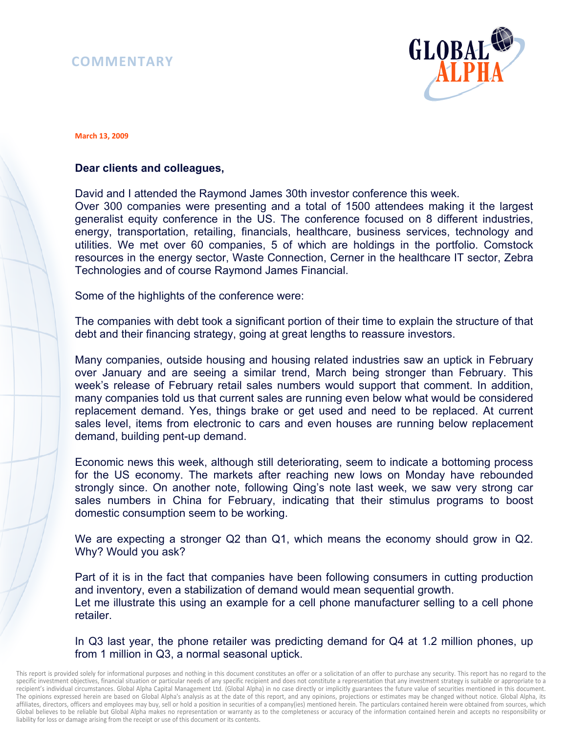COMMENTARY

March 13, 2009

**Dear clients and colleagues,**

David and I attended the Raymond James 30th investor conference this week.
Over 300 companies were presenting and a total of 1500 attendees making it the largest generalist equity conference in the US. The conference focused on 8 different industries, energy, transportation, retailing, financials, healthcare, business services, technology and utilities. We met over 60 companies, 5 of which are holdings in the portfolio. Comstock resources in the energy sector, Waste Connection, Cerner in the healthcare IT sector, Zebra Technologies and of course Raymond James Financial.

Some of the highlights of the conference were:

The companies with debt took a significant portion of their time to explain the structure of that debt and their financing strategy, going at great lengths to reassure investors.

Many companies, outside housing and housing related industries saw an uptick in February over January and are seeing a similar trend, March being stronger than February. This week's release of February retail sales numbers would support that comment. In addition, many companies told us that current sales are running even below what would be considered replacement demand. Yes, things brake or get used and need to be replaced. At current sales level, items from electronic to cars and even houses are running below replacement demand, building pent-up demand.

Economic news this week, although still deteriorating, seem to indicate a bottoming process for the US economy. The markets after reaching new lows on Monday have rebounded strongly since. On another note, following Qing's note last week, we saw very strong car sales numbers in China for February, indicating that their stimulus programs to boost domestic consumption seem to be working.

We are expecting a stronger Q2 than Q1, which means the economy should grow in Q2. Why? Would you ask?

Part of it is in the fact that companies have been following consumers in cutting production and inventory, even a stabilization of demand would mean sequential growth.
Let me illustrate this using an example for a cell phone manufacturer selling to a cell phone retailer.

In Q3 last year, the phone retailer was predicting demand for Q4 at 1.2 million phones, up from 1 million in Q3, a normal seasonal uptick.

This report is provided solely for informational purposes and nothing in this document constitutes an offer or a solicitation of an offer to purchase any security. This report has no regard to the specific investment objectives, financial situation or particular needs of any specific recipient and does not constitute a representation that any investment strategy is suitable or appropriate to a recipient's individual circumstances. Global Alpha Capital Management Ltd. (Global Alpha) in no case directly or implicitly guarantees the future value of securities mentioned in this document. The opinions expressed herein are based on Global Alpha's analysis as at the date of this report, and any opinions, projections or estimates may be changed without notice. Global Alpha, its affiliates, directors, officers and employees may buy, sell or hold a position in securities of a company(ies) mentioned herein. The particulars contained herein were obtained from sources, which Global believes to be reliable but Global Alpha makes no representation or warranty as to the completeness or accuracy of the information contained herein and accepts no responsibility or liability for loss or damage arising from the receipt or use of this document or its contents.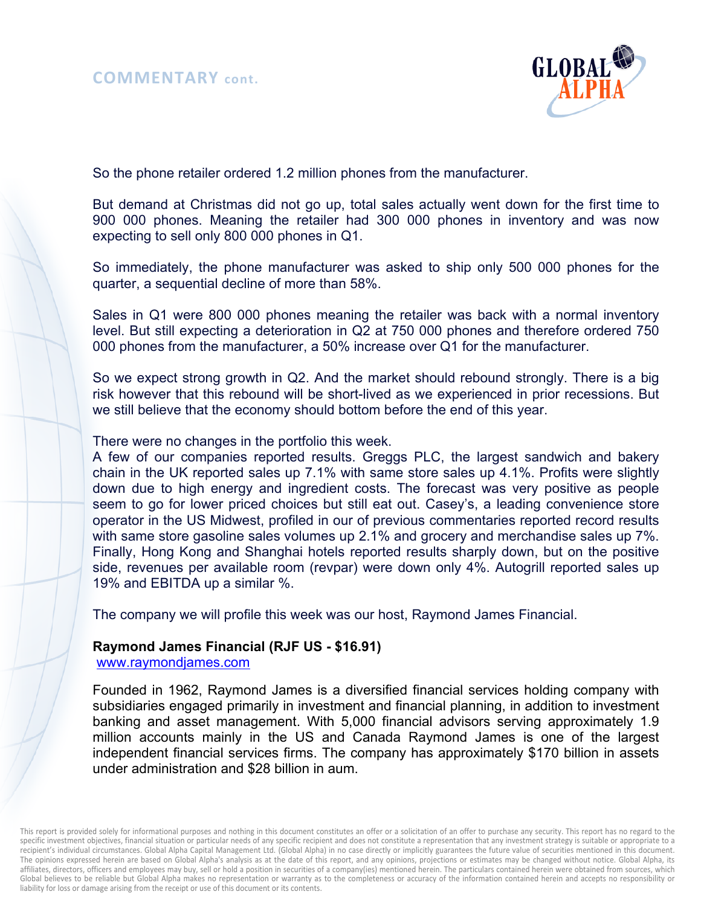## COMMENTARY cont.

So the phone retailer ordered 1.2 million phones from the manufacturer.

But demand at Christmas did not go up, total sales actually went down for the first time to 900 000 phones. Meaning the retailer had 300 000 phones in inventory and was now expecting to sell only 800 000 phones in Q1.

So immediately, the phone manufacturer was asked to ship only 500 000 phones for the quarter, a sequential decline of more than 58%.

Sales in Q1 were 800 000 phones meaning the retailer was back with a normal inventory level. But still expecting a deterioration in Q2 at 750 000 phones and therefore ordered 750 000 phones from the manufacturer, a 50% increase over Q1 for the manufacturer.

So we expect strong growth in Q2. And the market should rebound strongly. There is a big risk however that this rebound will be short-lived as we experienced in prior recessions. But we still believe that the economy should bottom before the end of this year.

There were no changes in the portfolio this week.
A few of our companies reported results. Greggs PLC, the largest sandwich and bakery chain in the UK reported sales up 7.1% with same store sales up 4.1%. Profits were slightly down due to high energy and ingredient costs. The forecast was very positive as people seem to go for lower priced choices but still eat out. Casey's, a leading convenience store operator in the US Midwest, profiled in our of previous commentaries reported record results with same store gasoline sales volumes up 2.1% and grocery and merchandise sales up 7%. Finally, Hong Kong and Shanghai hotels reported results sharply down, but on the positive side, revenues per available room (revpar) were down only 4%. Autogrill reported sales up 19% and EBITDA up a similar %.

The company we will profile this week was our host, Raymond James Financial.

**Raymond James Financial (RJF US - $16.91)**
www.raymondjames.com

Founded in 1962, Raymond James is a diversified financial services holding company with subsidiaries engaged primarily in investment and financial planning, in addition to investment banking and asset management. With 5,000 financial advisors serving approximately 1.9 million accounts mainly in the US and Canada Raymond James is one of the largest independent financial services firms. The company has approximately $170 billion in assets under administration and $28 billion in aum.

This report is provided solely for informational purposes and nothing in this document constitutes an offer or a solicitation of an offer to purchase any security. This report has no regard to the specific investment objectives, financial situation or particular needs of any specific recipient and does not constitute a representation that any investment strategy is suitable or appropriate to a recipient's individual circumstances. Global Alpha Capital Management Ltd. (Global Alpha) in no case directly or implicitly guarantees the future value of securities mentioned in this document. The opinions expressed herein are based on Global Alpha's analysis as at the date of this report, and any opinions, projections or estimates may be changed without notice. Global Alpha, its affiliates, directors, officers and employees may buy, sell or hold a position in securities of a company(ies) mentioned herein. The particulars contained herein were obtained from sources, which Global believes to be reliable but Global Alpha makes no representation or warranty as to the completeness or accuracy of the information contained herein and accepts no responsibility or liability for loss or damage arising from the receipt or use of this document or its contents.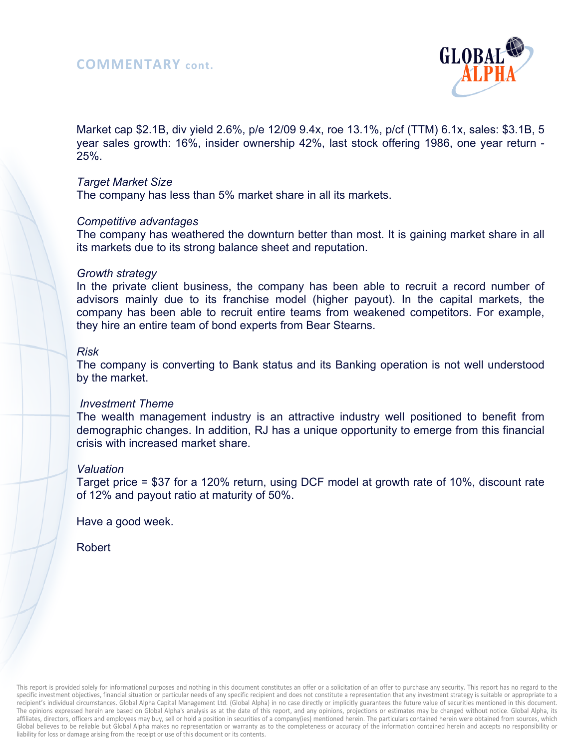## COMMENTARY cont.

Market cap $2.1B, div yield 2.6%, p/e 12/09 9.4x, roe 13.1%, p/cf (TTM) 6.1x, sales: $3.1B, 5 year sales growth: 16%, insider ownership 42%, last stock offering 1986, one year return -25%.

*Target Market Size*
The company has less than 5% market share in all its markets.

*Competitive advantages*
The company has weathered the downturn better than most. It is gaining market share in all its markets due to its strong balance sheet and reputation.

*Growth strategy*
In the private client business, the company has been able to recruit a record number of advisors mainly due to its franchise model (higher payout). In the capital markets, the company has been able to recruit entire teams from weakened competitors. For example, they hire an entire team of bond experts from Bear Stearns.

*Risk*
The company is converting to Bank status and its Banking operation is not well understood by the market.

*Investment Theme*
The wealth management industry is an attractive industry well positioned to benefit from demographic changes. In addition, RJ has a unique opportunity to emerge from this financial crisis with increased market share.

*Valuation*
Target price = $37 for a 120% return, using DCF model at growth rate of 10%, discount rate of 12% and payout ratio at maturity of 50%.

Have a good week.

Robert

This report is provided solely for informational purposes and nothing in this document constitutes an offer or a solicitation of an offer to purchase any security. This report has no regard to the specific investment objectives, financial situation or particular needs of any specific recipient and does not constitute a representation that any investment strategy is suitable or appropriate to a recipient's individual circumstances. Global Alpha Capital Management Ltd. (Global Alpha) in no case directly or implicitly guarantees the future value of securities mentioned in this document. The opinions expressed herein are based on Global Alpha's analysis as at the date of this report, and any opinions, projections or estimates may be changed without notice. Global Alpha, its affiliates, directors, officers and employees may buy, sell or hold a position in securities of a company(ies) mentioned herein. The particulars contained herein were obtained from sources, which Global believes to be reliable but Global Alpha makes no representation or warranty as to the completeness or accuracy of the information contained herein and accepts no responsibility or liability for loss or damage arising from the receipt or use of this document or its contents.